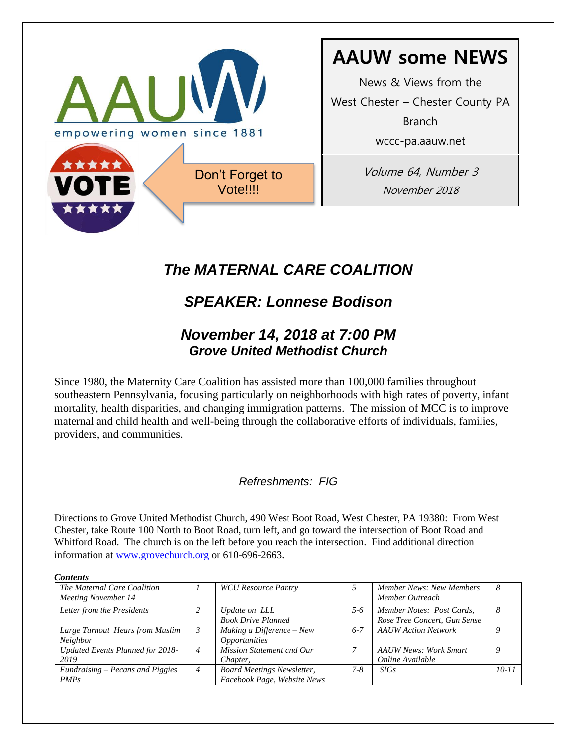AAUW

empowering women since 1881

VOTE

Don't Forget to Vote!!!!

# AAUW some NEWS

News & Views from the West Chester – Chester County PA Branch

wccc-pa.aauw.net

*Volume 64, Number 3*

*November 2018*

## *The MATERNAL CARE COALITION*

## *SPEAKER: Lonnese Bodison*

## *November 14, 2018 at 7:00 PM*

### *Grove United Methodist Church*

Since 1980, the Maternity Care Coalition has assisted more than 100,000 families throughout southeastern Pennsylvania, focusing particularly on neighborhoods with high rates of poverty, infant mortality, health disparities, and changing immigration patterns. The mission of MCC is to improve maternal and child health and well-being through the collaborative efforts of individuals, families, providers, and communities.

*Refreshments: FIG*

Directions to Grove United Methodist Church, 490 West Boot Road, West Chester, PA 19380: From West Chester, take Route 100 North to Boot Road, turn left, and go toward the intersection of Boot Road and Whitford Road. The church is on the left before you reach the intersection. Find additional direction information at www.grovechurch.org or 610-696-2663.

***Contents***

| | | | | | |
|---|---|---|---|---|---|
| *The Maternal Care Coalition Meeting November 14* | *1* | *WCU Resource Pantry* | *5* | *Member News: New Members Member Outreach* | *8* |
| *Letter from the Presidents* | *2* | *Update on LLL Book Drive Planned* | *5-6* | *Member Notes: Post Cards, Rose Tree Concert, Gun Sense* | *8* |
| *Large Turnout Hears from Muslim Neighbor* | *3* | *Making a Difference – New Opportunities* | *6-7* | *AAUW Action Network* | *9* |
| *Updated Events Planned for 2018-2019* | *4* | *Mission Statement and Our Chapter,* | *7* | *AAUW News: Work Smart Online Available* | *9* |
| *Fundraising – Pecans and Piggies PMPs* | *4* | *Board Meetings Newsletter, Facebook Page, Website News* | *7-8* | *SIGs* | *10-11* |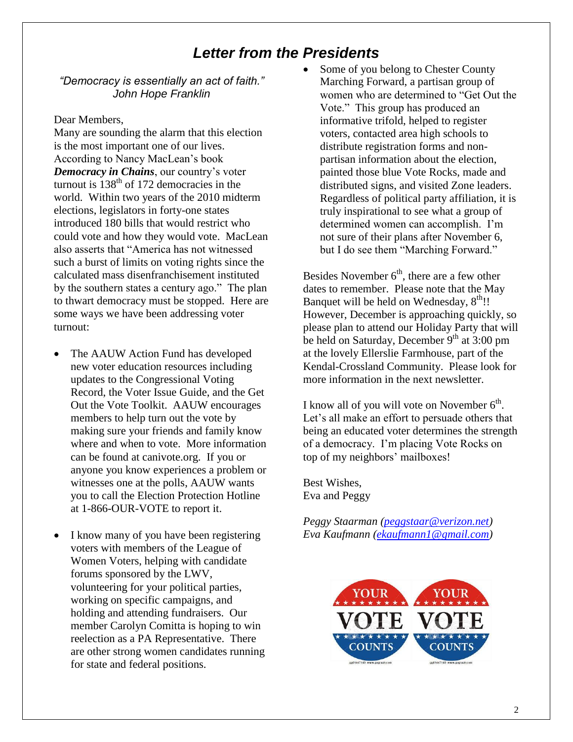# *Letter from the Presidents*

*"Democracy is essentially an act of faith."*
*John Hope Franklin*

Dear Members,

Many are sounding the alarm that this election is the most important one of our lives. According to Nancy MacLean's book ***Democracy in Chains***, our country's voter turnout is 138th of 172 democracies in the world. Within two years of the 2010 midterm elections, legislators in forty-one states introduced 180 bills that would restrict who could vote and how they would vote. MacLean also asserts that "America has not witnessed such a burst of limits on voting rights since the calculated mass disenfranchisement instituted by the southern states a century ago." The plan to thwart democracy must be stopped. Here are some ways we have been addressing voter turnout:

- The AAUW Action Fund has developed new voter education resources including updates to the Congressional Voting Record, the Voter Issue Guide, and the Get Out the Vote Toolkit. AAUW encourages members to help turn out the vote by making sure your friends and family know where and when to vote. More information can be found at canivote.org. If you or anyone you know experiences a problem or witnesses one at the polls, AAUW wants you to call the Election Protection Hotline at 1-866-OUR-VOTE to report it.
- I know many of you have been registering voters with members of the League of Women Voters, helping with candidate forums sponsored by the LWV, volunteering for your political parties, working on specific campaigns, and holding and attending fundraisers. Our member Carolyn Comitta is hoping to win reelection as a PA Representative. There are other strong women candidates running for state and federal positions.
- Some of you belong to Chester County Marching Forward, a partisan group of women who are determined to "Get Out the Vote." This group has produced an informative trifold, helped to register voters, contacted area high schools to distribute registration forms and non-partisan information about the election, painted those blue Vote Rocks, made and distributed signs, and visited Zone leaders. Regardless of political party affiliation, it is truly inspirational to see what a group of determined women can accomplish. I'm not sure of their plans after November 6, but I do see them "Marching Forward."

Besides November 6th, there are a few other dates to remember. Please note that the May Banquet will be held on Wednesday, 8th!! However, December is approaching quickly, so please plan to attend our Holiday Party that will be held on Saturday, December 9th at 3:00 pm at the lovely Ellerslie Farmhouse, part of the Kendal-Crossland Community. Please look for more information in the next newsletter.

I know all of you will vote on November 6th. Let's all make an effort to persuade others that being an educated voter determines the strength of a democracy. I'm placing Vote Rocks on top of my neighbors' mailboxes!

Best Wishes,
Eva and Peggy

*Peggy Staarman (peggstaar@verizon.net)*
*Eva Kaufmann (ekaufmann1@gmail.com)*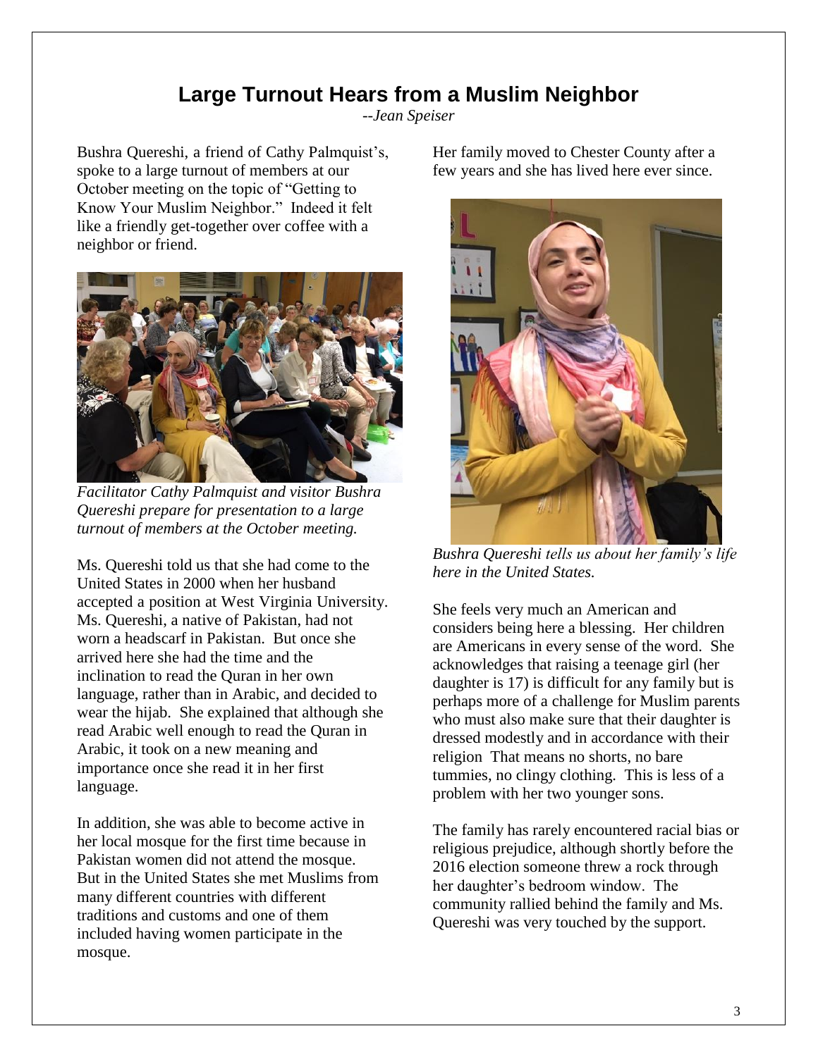# Large Turnout Hears from a Muslim Neighbor

*--Jean Speiser*

Bushra Quereshi, a friend of Cathy Palmquist's, spoke to a large turnout of members at our October meeting on the topic of "Getting to Know Your Muslim Neighbor." Indeed it felt like a friendly get-together over coffee with a neighbor or friend.

*Facilitator Cathy Palmquist and visitor Bushra Quereshi prepare for presentation to a large turnout of members at the October meeting.*

Ms. Quereshi told us that she had come to the United States in 2000 when her husband accepted a position at West Virginia University. Ms. Quereshi, a native of Pakistan, had not worn a headscarf in Pakistan. But once she arrived here she had the time and the inclination to read the Quran in her own language, rather than in Arabic, and decided to wear the hijab. She explained that although she read Arabic well enough to read the Quran in Arabic, it took on a new meaning and importance once she read it in her first language.

In addition, she was able to become active in her local mosque for the first time because in Pakistan women did not attend the mosque. But in the United States she met Muslims from many different countries with different traditions and customs and one of them included having women participate in the mosque.

Her family moved to Chester County after a few years and she has lived here ever since.

*Bushra Quereshi tells us about her family's life here in the United States.*

She feels very much an American and considers being here a blessing. Her children are Americans in every sense of the word. She acknowledges that raising a teenage girl (her daughter is 17) is difficult for any family but is perhaps more of a challenge for Muslim parents who must also make sure that their daughter is dressed modestly and in accordance with their religion That means no shorts, no bare tummies, no clingy clothing. This is less of a problem with her two younger sons.

The family has rarely encountered racial bias or religious prejudice, although shortly before the 2016 election someone threw a rock through her daughter's bedroom window. The community rallied behind the family and Ms. Quereshi was very touched by the support.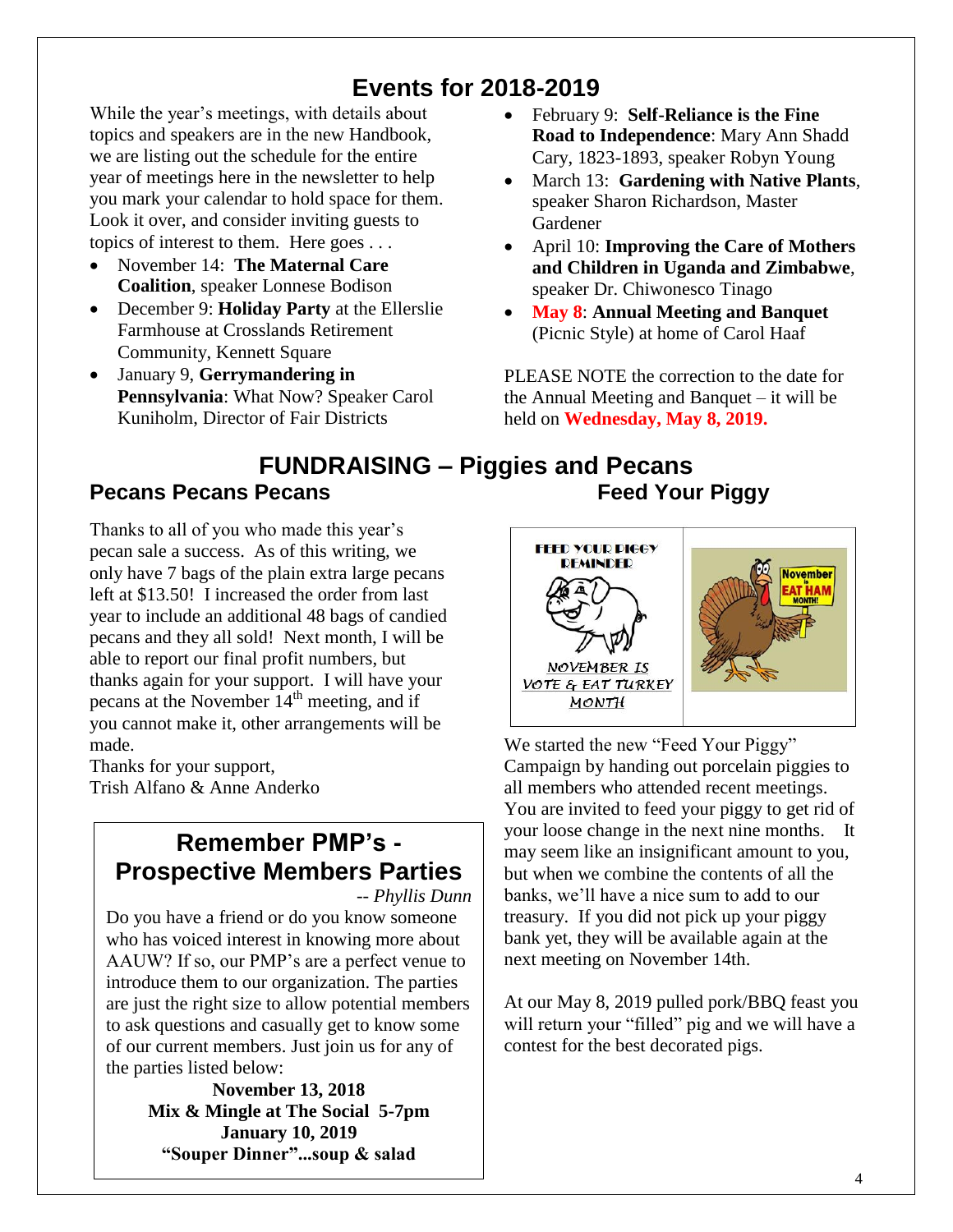# Events for 2018-2019

While the year's meetings, with details about topics and speakers are in the new Handbook, we are listing out the schedule for the entire year of meetings here in the newsletter to help you mark your calendar to hold space for them. Look it over, and consider inviting guests to topics of interest to them. Here goes . . .

- November 14: **The Maternal Care Coalition**, speaker Lonnese Bodison
- December 9: **Holiday Party** at the Ellerslie Farmhouse at Crosslands Retirement Community, Kennett Square
- January 9, **Gerrymandering in Pennsylvania**: What Now? Speaker Carol Kuniholm, Director of Fair Districts
- February 9: **Self-Reliance is the Fine Road to Independence**: Mary Ann Shadd Cary, 1823-1893, speaker Robyn Young
- March 13: **Gardening with Native Plants**, speaker Sharon Richardson, Master Gardener
- April 10: **Improving the Care of Mothers and Children in Uganda and Zimbabwe**, speaker Dr. Chiwonesco Tinago
- **May 8**: **Annual Meeting and Banquet** (Picnic Style) at home of Carol Haaf

PLEASE NOTE the correction to the date for the Annual Meeting and Banquet – it will be held on **Wednesday, May 8, 2019.**

# FUNDRAISING – Piggies and Pecans

## Pecans Pecans Pecans

Thanks to all of you who made this year's pecan sale a success. As of this writing, we only have 7 bags of the plain extra large pecans left at $13.50! I increased the order from last year to include an additional 48 bags of candied pecans and they all sold! Next month, I will be able to report our final profit numbers, but thanks again for your support. I will have your pecans at the November 14th meeting, and if you cannot make it, other arrangements will be made.

Thanks for your support,
Trish Alfano & Anne Anderko

## Remember PMP's - Prospective Members Parties

*-- Phyllis Dunn*

Do you have a friend or do you know someone who has voiced interest in knowing more about AAUW? If so, our PMP's are a perfect venue to introduce them to our organization. The parties are just the right size to allow potential members to ask questions and casually get to know some of our current members. Just join us for any of the parties listed below:

**November 13, 2018**
**Mix & Mingle at The Social 5-7pm**
**January 10, 2019**
**"Souper Dinner"...soup & salad**

## Feed Your Piggy

FEED YOUR PIGGY REMINDER

NOVEMBER IS VOTE & EAT TURKEY MONTH

November is EAT HAM MONTH!

We started the new "Feed Your Piggy" Campaign by handing out porcelain piggies to all members who attended recent meetings. You are invited to feed your piggy to get rid of your loose change in the next nine months. It may seem like an insignificant amount to you, but when we combine the contents of all the banks, we'll have a nice sum to add to our treasury. If you did not pick up your piggy bank yet, they will be available again at the next meeting on November 14th.

At our May 8, 2019 pulled pork/BBQ feast you will return your "filled" pig and we will have a contest for the best decorated pigs.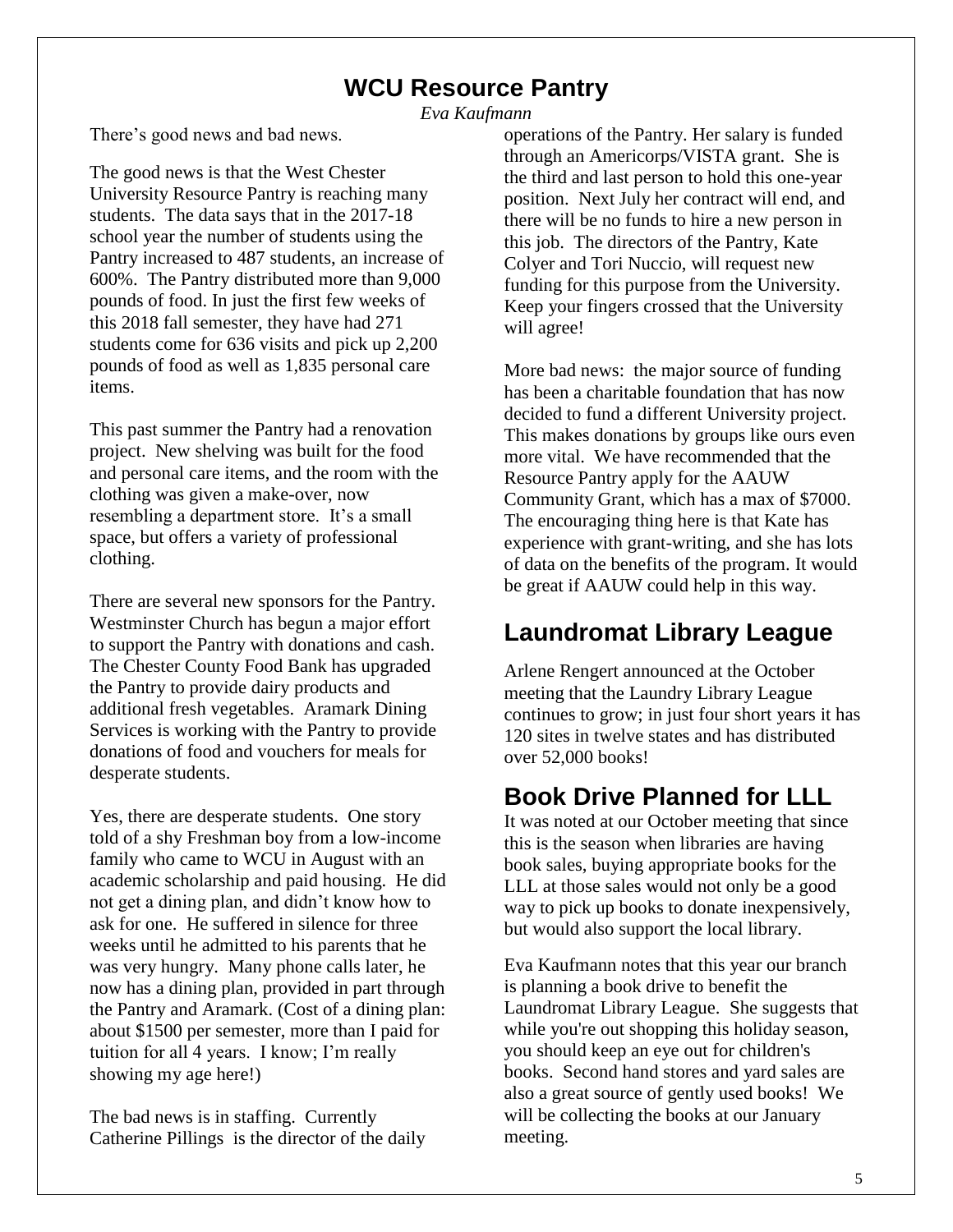# WCU Resource Pantry

*Eva Kaufmann*

There's good news and bad news.

The good news is that the West Chester University Resource Pantry is reaching many students. The data says that in the 2017-18 school year the number of students using the Pantry increased to 487 students, an increase of 600%. The Pantry distributed more than 9,000 pounds of food. In just the first few weeks of this 2018 fall semester, they have had 271 students come for 636 visits and pick up 2,200 pounds of food as well as 1,835 personal care items.

This past summer the Pantry had a renovation project. New shelving was built for the food and personal care items, and the room with the clothing was given a make-over, now resembling a department store. It's a small space, but offers a variety of professional clothing.

There are several new sponsors for the Pantry. Westminster Church has begun a major effort to support the Pantry with donations and cash. The Chester County Food Bank has upgraded the Pantry to provide dairy products and additional fresh vegetables. Aramark Dining Services is working with the Pantry to provide donations of food and vouchers for meals for desperate students.

Yes, there are desperate students. One story told of a shy Freshman boy from a low-income family who came to WCU in August with an academic scholarship and paid housing. He did not get a dining plan, and didn't know how to ask for one. He suffered in silence for three weeks until he admitted to his parents that he was very hungry. Many phone calls later, he now has a dining plan, provided in part through the Pantry and Aramark. (Cost of a dining plan: about $1500 per semester, more than I paid for tuition for all 4 years. I know; I'm really showing my age here!)

The bad news is in staffing. Currently Catherine Pillings is the director of the daily operations of the Pantry. Her salary is funded through an Americorps/VISTA grant. She is the third and last person to hold this one-year position. Next July her contract will end, and there will be no funds to hire a new person in this job. The directors of the Pantry, Kate Colyer and Tori Nuccio, will request new funding for this purpose from the University. Keep your fingers crossed that the University will agree!

More bad news: the major source of funding has been a charitable foundation that has now decided to fund a different University project. This makes donations by groups like ours even more vital. We have recommended that the Resource Pantry apply for the AAUW Community Grant, which has a max of $7000. The encouraging thing here is that Kate has experience with grant-writing, and she has lots of data on the benefits of the program. It would be great if AAUW could help in this way.

# Laundromat Library League

Arlene Rengert announced at the October meeting that the Laundry Library League continues to grow; in just four short years it has 120 sites in twelve states and has distributed over 52,000 books!

# Book Drive Planned for LLL

It was noted at our October meeting that since this is the season when libraries are having book sales, buying appropriate books for the LLL at those sales would not only be a good way to pick up books to donate inexpensively, but would also support the local library.

Eva Kaufmann notes that this year our branch is planning a book drive to benefit the Laundromat Library League. She suggests that while you're out shopping this holiday season, you should keep an eye out for children's books. Second hand stores and yard sales are also a great source of gently used books! We will be collecting the books at our January meeting.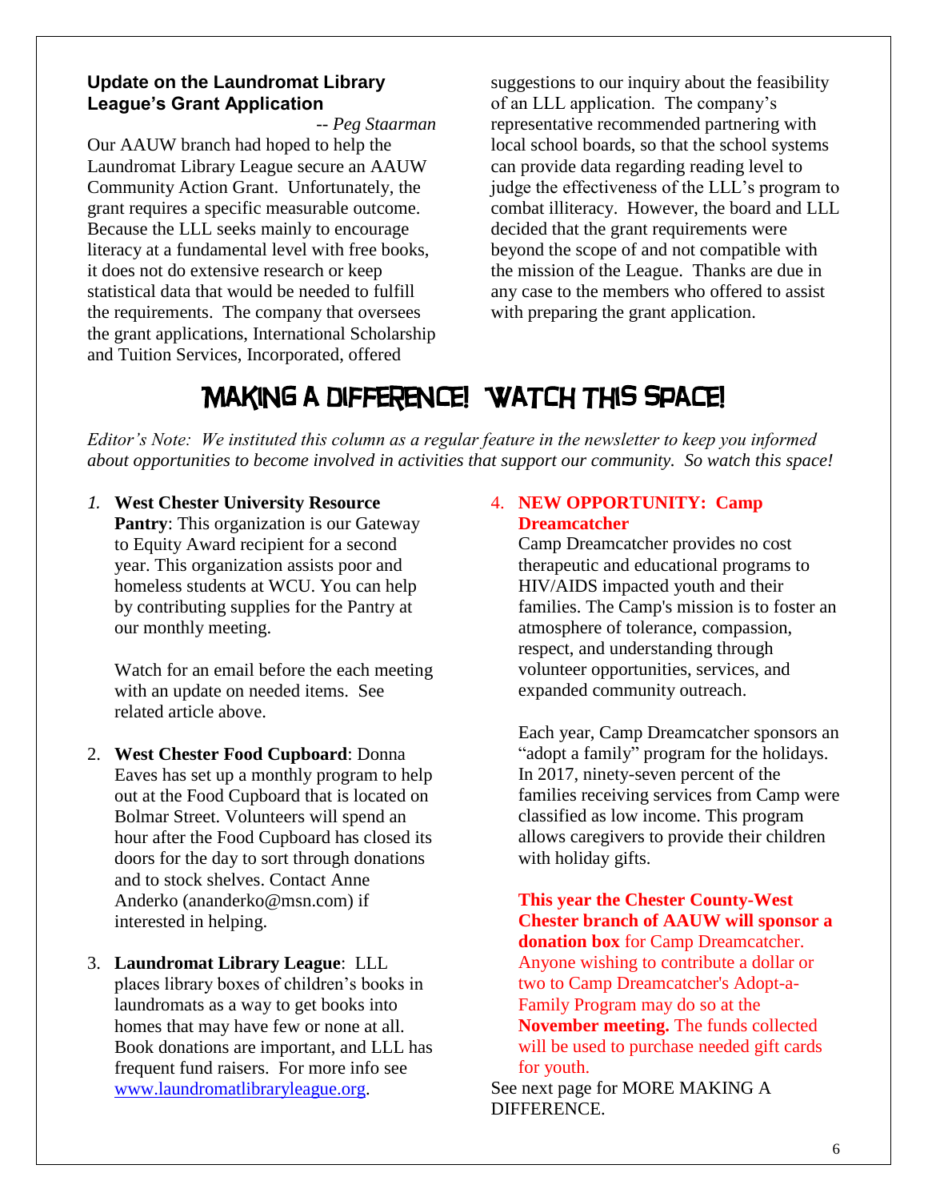### Update on the Laundromat Library League's Grant Application

*-- Peg Staarman*

Our AAUW branch had hoped to help the Laundromat Library League secure an AAUW Community Action Grant. Unfortunately, the grant requires a specific measurable outcome. Because the LLL seeks mainly to encourage literacy at a fundamental level with free books, it does not do extensive research or keep statistical data that would be needed to fulfill the requirements. The company that oversees the grant applications, International Scholarship and Tuition Services, Incorporated, offered suggestions to our inquiry about the feasibility of an LLL application. The company's representative recommended partnering with local school boards, so that the school systems can provide data regarding reading level to judge the effectiveness of the LLL's program to combat illiteracy. However, the board and LLL decided that the grant requirements were beyond the scope of and not compatible with the mission of the League. Thanks are due in any case to the members who offered to assist with preparing the grant application.

## MAKING A DIFFERENCE! WATCH THIS SPACE!

*Editor's Note: We instituted this column as a regular feature in the newsletter to keep you informed about opportunities to become involved in activities that support our community. So watch this space!*

1. **West Chester University Resource Pantry**: This organization is our Gateway to Equity Award recipient for a second year. This organization assists poor and homeless students at WCU. You can help by contributing supplies for the Pantry at our monthly meeting.

   Watch for an email before the each meeting with an update on needed items. See related article above.

2. **West Chester Food Cupboard**: Donna Eaves has set up a monthly program to help out at the Food Cupboard that is located on Bolmar Street. Volunteers will spend an hour after the Food Cupboard has closed its doors for the day to sort through donations and to stock shelves. Contact Anne Anderko (ananderko@msn.com) if interested in helping.

3. **Laundromat Library League**: LLL places library boxes of children's books in laundromats as a way to get books into homes that may have few or none at all. Book donations are important, and LLL has frequent fund raisers. For more info see [www.laundromatlibraryleague.org](www.laundromatlibraryleague.org).

4. **NEW OPPORTUNITY: Camp Dreamcatcher**

   Camp Dreamcatcher provides no cost therapeutic and educational programs to HIV/AIDS impacted youth and their families. The Camp's mission is to foster an atmosphere of tolerance, compassion, respect, and understanding through volunteer opportunities, services, and expanded community outreach.

   Each year, Camp Dreamcatcher sponsors an "adopt a family" program for the holidays. In 2017, ninety-seven percent of the families receiving services from Camp were classified as low income. This program allows caregivers to provide their children with holiday gifts.

   **This year the Chester County-West Chester branch of AAUW will sponsor a donation box** for Camp Dreamcatcher. Anyone wishing to contribute a dollar or two to Camp Dreamcatcher's Adopt-a-Family Program may do so at the **November meeting.** The funds collected will be used to purchase needed gift cards for youth.

See next page for MORE MAKING A DIFFERENCE.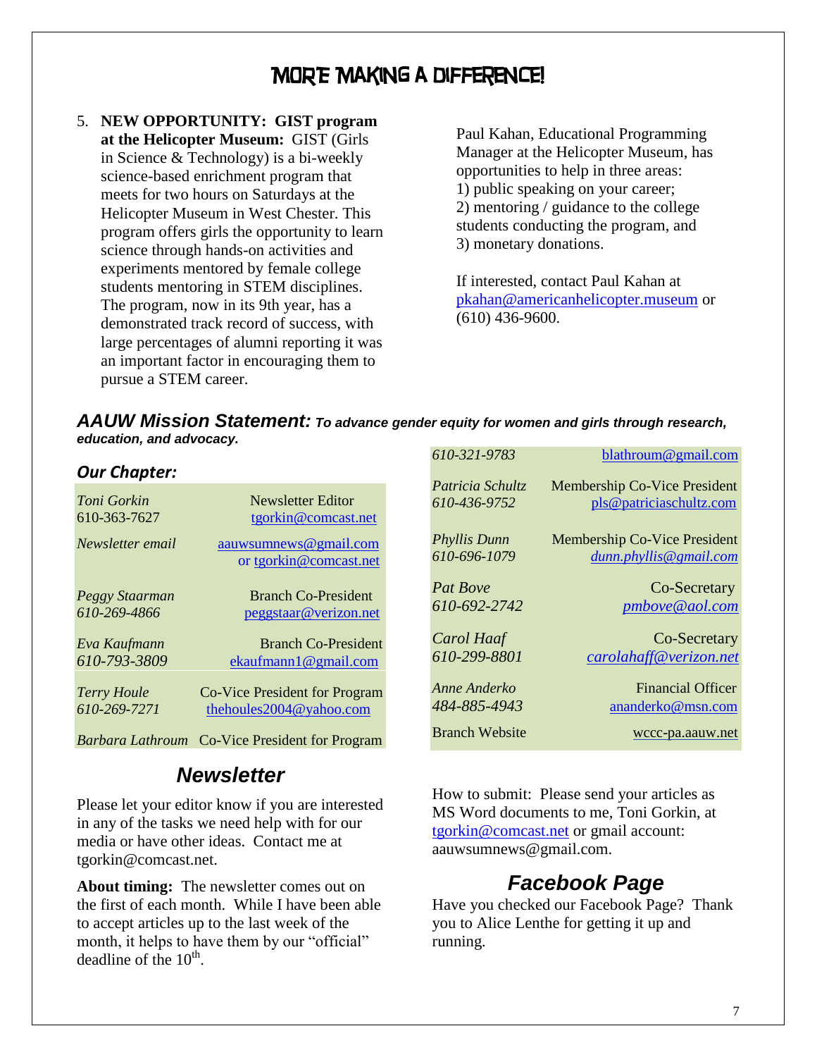# More Making a Difference!

5. **NEW OPPORTUNITY: GIST program at the Helicopter Museum:** GIST (Girls in Science & Technology) is a bi-weekly science-based enrichment program that meets for two hours on Saturdays at the Helicopter Museum in West Chester. This program offers girls the opportunity to learn science through hands-on activities and experiments mentored by female college students mentoring in STEM disciplines. The program, now in its 9th year, has a demonstrated track record of success, with large percentages of alumni reporting it was an important factor in encouraging them to pursue a STEM career.

   Paul Kahan, Educational Programming Manager at the Helicopter Museum, has opportunities to help in three areas:
   1) public speaking on your career;
   2) mentoring / guidance to the college students conducting the program, and
   3) monetary donations.

   If interested, contact Paul Kahan at pkahan@americanhelicopter.museum or (610) 436-9600.

***AAUW Mission Statement:*** ***To advance gender equity for women and girls through research, education, and advocacy.***

### *Our Chapter:*

| | |
|---|---|
| *Toni Gorkin* 610-363-7627 | Newsletter Editor tgorkin@comcast.net |
| *Newsletter email* | aauwsumnews@gmail.com or tgorkin@comcast.net |
| *Peggy Staarman* *610-269-4866* | Branch Co-President peggstaar@verizon.net |
| *Eva Kaufmann* *610-793-3809* | Branch Co-President ekaufmann1@gmail.com |
| *Terry Houle* *610-269-7271* | Co-Vice President for Program thehoules2004@yahoo.com |
| *Barbara Lathroum* *610-321-9783* | Co-Vice President for Program blathroum@gmail.com |
| *Patricia Schultz* *610-436-9752* | Membership Co-Vice President pls@patriciaschultz.com |
| *Phyllis Dunn* *610-696-1079* | Membership Co-Vice President *dunn.phyllis@gmail.com* |
| *Pat Bove* *610-692-2742* | Co-Secretary *pmbove@aol.com* |
| *Carol Haaf* *610-299-8801* | Co-Secretary *carolahaff@verizon.net* |
| *Anne Anderko* *484-885-4943* | Financial Officer ananderko@msn.com |
| Branch Website | wccc-pa.aauw.net |

## *Newsletter*

Please let your editor know if you are interested in any of the tasks we need help with for our media or have other ideas. Contact me at tgorkin@comcast.net.

**About timing:** The newsletter comes out on the first of each month. While I have been able to accept articles up to the last week of the month, it helps to have them by our "official" deadline of the 10th.

How to submit: Please send your articles as MS Word documents to me, Toni Gorkin, at tgorkin@comcast.net or gmail account: aauwsumnews@gmail.com.

## *Facebook Page*

Have you checked our Facebook Page? Thank you to Alice Lenthe for getting it up and running.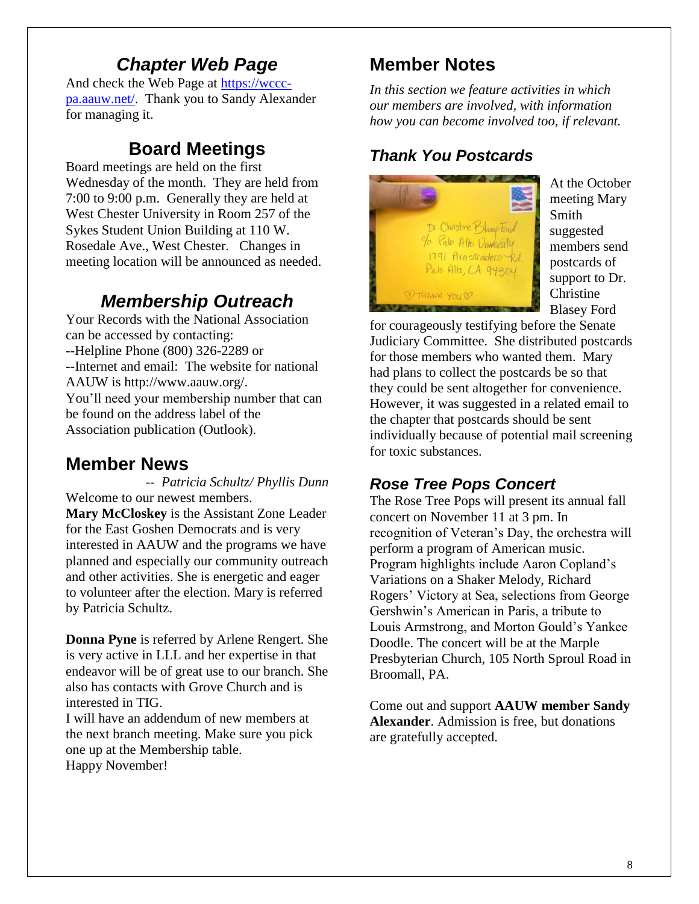## *Chapter Web Page*

And check the Web Page at [https://wccc-pa.aauw.net/](https://wccc-pa.aauw.net/). Thank you to Sandy Alexander for managing it.

## Board Meetings

Board meetings are held on the first Wednesday of the month. They are held from 7:00 to 9:00 p.m. Generally they are held at West Chester University in Room 257 of the Sykes Student Union Building at 110 W. Rosedale Ave., West Chester. Changes in meeting location will be announced as needed.

## *Membership Outreach*

Your Records with the National Association can be accessed by contacting:
--Helpline Phone (800) 326-2289 or
--Internet and email: The website for national AAUW is http://www.aauw.org/.
You'll need your membership number that can be found on the address label of the Association publication (Outlook).

## Member News

-- *Patricia Schultz/ Phyllis Dunn*

Welcome to our newest members.
**Mary McCloskey** is the Assistant Zone Leader for the East Goshen Democrats and is very interested in AAUW and the programs we have planned and especially our community outreach and other activities. She is energetic and eager to volunteer after the election. Mary is referred by Patricia Schultz.

**Donna Pyne** is referred by Arlene Rengert. She is very active in LLL and her expertise in that endeavor will be of great use to our branch. She also has contacts with Grove Church and is interested in TIG.
I will have an addendum of new members at the next branch meeting. Make sure you pick one up at the Membership table.
Happy November!

## Member Notes

*In this section we feature activities in which our members are involved, with information how you can become involved too, if relevant.*

### *Thank You Postcards*

At the October meeting Mary Smith suggested members send postcards of support to Dr. Christine Blasey Ford for courageously testifying before the Senate Judiciary Committee. She distributed postcards for those members who wanted them. Mary had plans to collect the postcards be so that they could be sent altogether for convenience. However, it was suggested in a related email to the chapter that postcards should be sent individually because of potential mail screening for toxic substances.

### *Rose Tree Pops Concert*

The Rose Tree Pops will present its annual fall concert on November 11 at 3 pm. In recognition of Veteran's Day, the orchestra will perform a program of American music. Program highlights include Aaron Copland's Variations on a Shaker Melody, Richard Rogers' Victory at Sea, selections from George Gershwin's American in Paris, a tribute to Louis Armstrong, and Morton Gould's Yankee Doodle. The concert will be at the Marple Presbyterian Church, 105 North Sproul Road in Broomall, PA.

Come out and support **AAUW member Sandy Alexander**. Admission is free, but donations are gratefully accepted.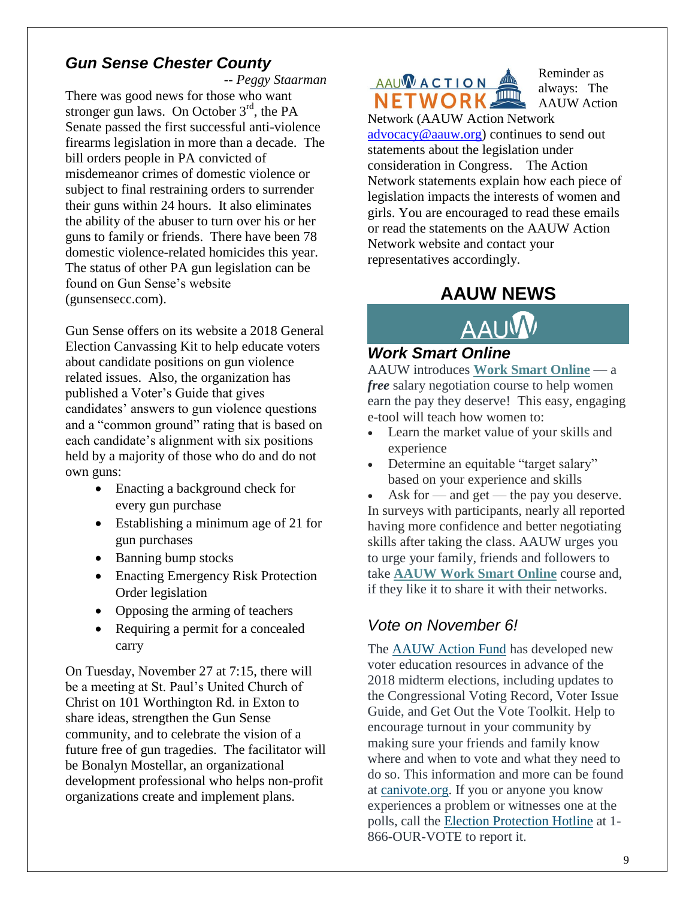## *Gun Sense Chester County*

*-- Peggy Staarman*

There was good news for those who want stronger gun laws. On October 3rd, the PA Senate passed the first successful anti-violence firearms legislation in more than a decade. The bill orders people in PA convicted of misdemeanor crimes of domestic violence or subject to final restraining orders to surrender their guns within 24 hours. It also eliminates the ability of the abuser to turn over his or her guns to family or friends. There have been 78 domestic violence-related homicides this year. The status of other PA gun legislation can be found on Gun Sense's website (gunsensecc.com).

Gun Sense offers on its website a 2018 General Election Canvassing Kit to help educate voters about candidate positions on gun violence related issues. Also, the organization has published a Voter's Guide that gives candidates' answers to gun violence questions and a "common ground" rating that is based on each candidate's alignment with six positions held by a majority of those who do and do not own guns:

- Enacting a background check for every gun purchase
- Establishing a minimum age of 21 for gun purchases
- Banning bump stocks
- Enacting Emergency Risk Protection Order legislation
- Opposing the arming of teachers
- Requiring a permit for a concealed carry

On Tuesday, November 27 at 7:15, there will be a meeting at St. Paul's United Church of Christ on 101 Worthington Rd. in Exton to share ideas, strengthen the Gun Sense community, and to celebrate the vision of a future free of gun tragedies. The facilitator will be Bonalyn Mostellar, an organizational development professional who helps non-profit organizations create and implement plans.

AAUW ACTION NETWORK

Reminder as always: The AAUW Action Network (AAUW Action Network advocacy@aauw.org) continues to send out statements about the legislation under consideration in Congress. The Action Network statements explain how each piece of legislation impacts the interests of women and girls. You are encouraged to read these emails or read the statements on the AAUW Action Network website and contact your representatives accordingly.

# AAUW NEWS

AAUW

## *Work Smart Online*

AAUW introduces **Work Smart Online** — a ***free*** salary negotiation course to help women earn the pay they deserve! This easy, engaging e-tool will teach how women to:

- Learn the market value of your skills and experience
- Determine an equitable "target salary" based on your experience and skills
- Ask for — and get — the pay you deserve.

In surveys with participants, nearly all reported having more confidence and better negotiating skills after taking the class. AAUW urges you to urge your family, friends and followers to take **AAUW Work Smart Online** course and, if they like it to share it with their networks.

## *Vote on November 6!*

The AAUW Action Fund has developed new voter education resources in advance of the 2018 midterm elections, including updates to the Congressional Voting Record, Voter Issue Guide, and Get Out the Vote Toolkit. Help to encourage turnout in your community by making sure your friends and family know where and when to vote and what they need to do so. This information and more can be found at canivote.org. If you or anyone you know experiences a problem or witnesses one at the polls, call the Election Protection Hotline at 1-866-OUR-VOTE to report it.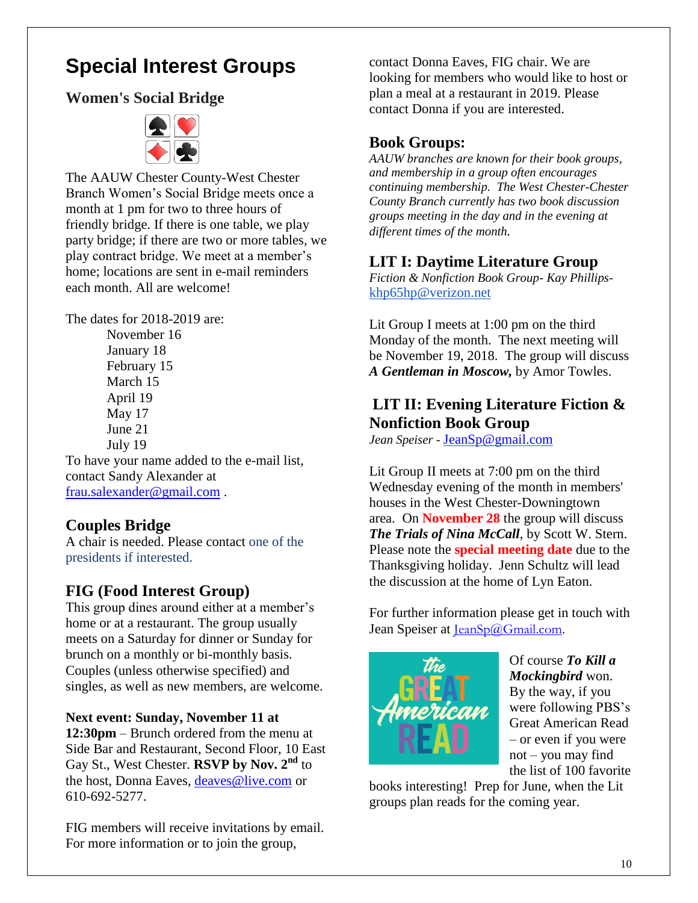# Special Interest Groups

## Women's Social Bridge

The AAUW Chester County-West Chester Branch Women's Social Bridge meets once a month at 1 pm for two to three hours of friendly bridge. If there is one table, we play party bridge; if there are two or more tables, we play contract bridge. We meet at a member's home; locations are sent in e-mail reminders each month. All are welcome!

The dates for 2018-2019 are:

- November 16
- January 18
- February 15
- March 15
- April 19
- May 17
- June 21
- July 19

To have your name added to the e-mail list, contact Sandy Alexander at frau.salexander@gmail.com .

## Couples Bridge

A chair is needed. Please contact one of the presidents if interested.

## FIG (Food Interest Group)

This group dines around either at a member's home or at a restaurant. The group usually meets on a Saturday for dinner or Sunday for brunch on a monthly or bi-monthly basis. Couples (unless otherwise specified) and singles, as well as new members, are welcome.

**Next event: Sunday, November 11 at 12:30pm** – Brunch ordered from the menu at Side Bar and Restaurant, Second Floor, 10 East Gay St., West Chester. **RSVP by Nov. 2nd** to the host, Donna Eaves, deaves@live.com or 610-692-5277.

FIG members will receive invitations by email. For more information or to join the group, contact Donna Eaves, FIG chair. We are looking for members who would like to host or plan a meal at a restaurant in 2019. Please contact Donna if you are interested.

## Book Groups:

*AAUW branches are known for their book groups, and membership in a group often encourages continuing membership. The West Chester-Chester County Branch currently has two book discussion groups meeting in the day and in the evening at different times of the month.*

## LIT I: Daytime Literature Group

*Fiction & Nonfiction Book Group- Kay Phillips-* khp65hp@verizon.net

Lit Group I meets at 1:00 pm on the third Monday of the month. The next meeting will be November 19, 2018. The group will discuss ***A Gentleman in Moscow,*** by Amor Towles.

## LIT II: Evening Literature Fiction & Nonfiction Book Group

*Jean Speiser -* JeanSp@gmail.com

Lit Group II meets at 7:00 pm on the third Wednesday evening of the month in members' houses in the West Chester-Downingtown area. On **November 28** the group will discuss ***The Trials of Nina McCall***, by Scott W. Stern. Please note the **special meeting date** due to the Thanksgiving holiday. Jenn Schultz will lead the discussion at the home of Lyn Eaton.

For further information please get in touch with Jean Speiser at JeanSp@Gmail.com.

Of course ***To Kill a Mockingbird*** won. By the way, if you were following PBS's Great American Read – or even if you were not – you may find the list of 100 favorite books interesting! Prep for June, when the Lit groups plan reads for the coming year.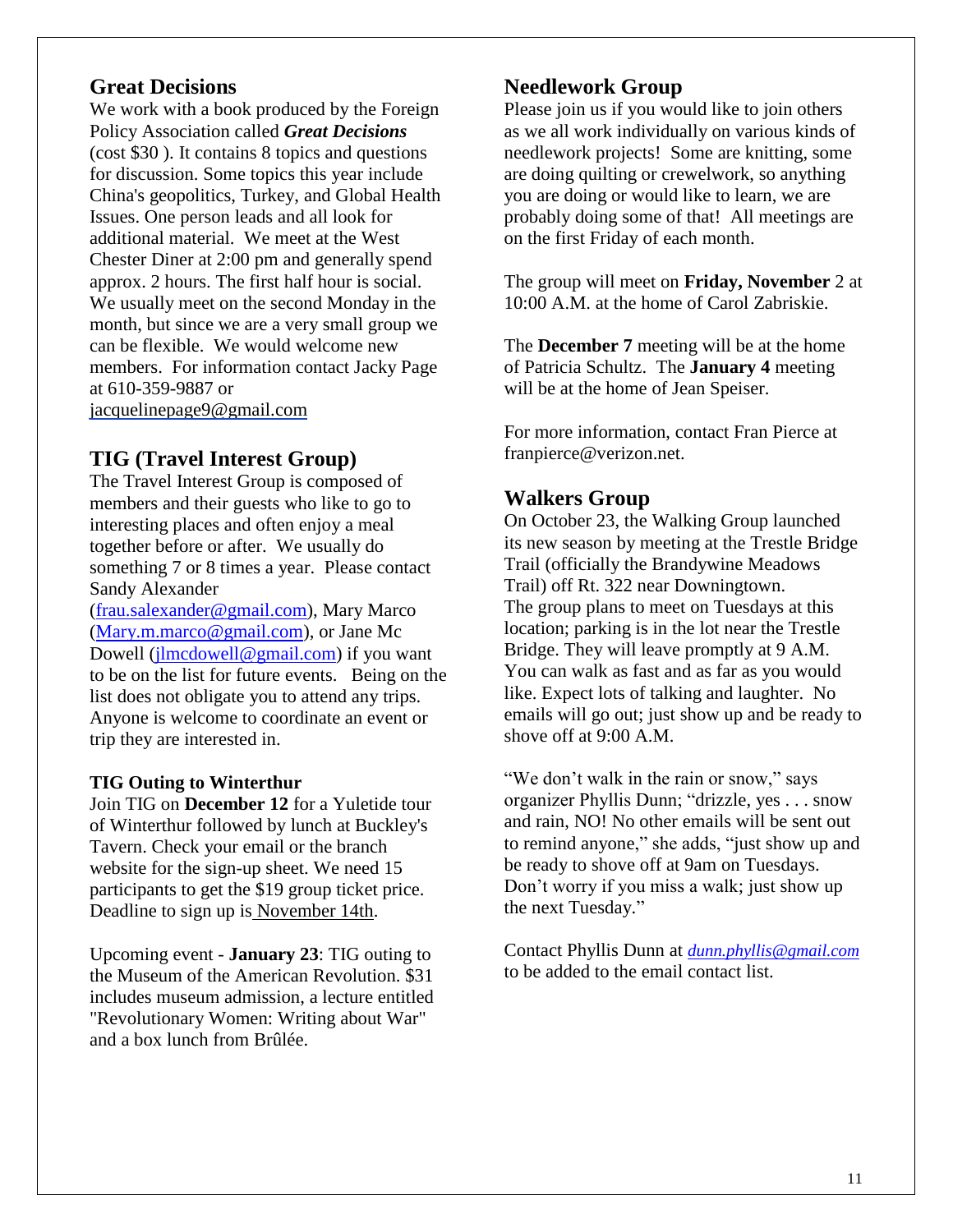## Great Decisions

We work with a book produced by the Foreign Policy Association called ***Great Decisions*** (cost $30 ). It contains 8 topics and questions for discussion. Some topics this year include China's geopolitics, Turkey, and Global Health Issues. One person leads and all look for additional material. We meet at the West Chester Diner at 2:00 pm and generally spend approx. 2 hours. The first half hour is social. We usually meet on the second Monday in the month, but since we are a very small group we can be flexible. We would welcome new members. For information contact Jacky Page at 610-359-9887 or jacquelinepage9@gmail.com

## TIG (Travel Interest Group)

The Travel Interest Group is composed of members and their guests who like to go to interesting places and often enjoy a meal together before or after. We usually do something 7 or 8 times a year. Please contact Sandy Alexander (frau.salexander@gmail.com), Mary Marco (Mary.m.marco@gmail.com), or Jane Mc Dowell (jlmcdowell@gmail.com) if you want to be on the list for future events. Being on the list does not obligate you to attend any trips. Anyone is welcome to coordinate an event or trip they are interested in.

### TIG Outing to Winterthur

Join TIG on **December 12** for a Yuletide tour of Winterthur followed by lunch at Buckley's Tavern. Check your email or the branch website for the sign-up sheet. We need 15 participants to get the $19 group ticket price. Deadline to sign up is November 14th.

Upcoming event - **January 23**: TIG outing to the Museum of the American Revolution. $31 includes museum admission, a lecture entitled "Revolutionary Women: Writing about War" and a box lunch from Brûlée.

## Needlework Group

Please join us if you would like to join others as we all work individually on various kinds of needlework projects! Some are knitting, some are doing quilting or crewelwork, so anything you are doing or would like to learn, we are probably doing some of that! All meetings are on the first Friday of each month.

The group will meet on **Friday, November** 2 at 10:00 A.M. at the home of Carol Zabriskie.

The **December 7** meeting will be at the home of Patricia Schultz. The **January 4** meeting will be at the home of Jean Speiser.

For more information, contact Fran Pierce at franpierce@verizon.net.

## Walkers Group

On October 23, the Walking Group launched its new season by meeting at the Trestle Bridge Trail (officially the Brandywine Meadows Trail) off Rt. 322 near Downingtown. The group plans to meet on Tuesdays at this location; parking is in the lot near the Trestle Bridge. They will leave promptly at 9 A.M. You can walk as fast and as far as you would like. Expect lots of talking and laughter. No emails will go out; just show up and be ready to shove off at 9:00 A.M.

"We don't walk in the rain or snow," says organizer Phyllis Dunn; "drizzle, yes . . . snow and rain, NO! No other emails will be sent out to remind anyone," she adds, "just show up and be ready to shove off at 9am on Tuesdays. Don't worry if you miss a walk; just show up the next Tuesday."

Contact Phyllis Dunn at *dunn.phyllis@gmail.com* to be added to the email contact list.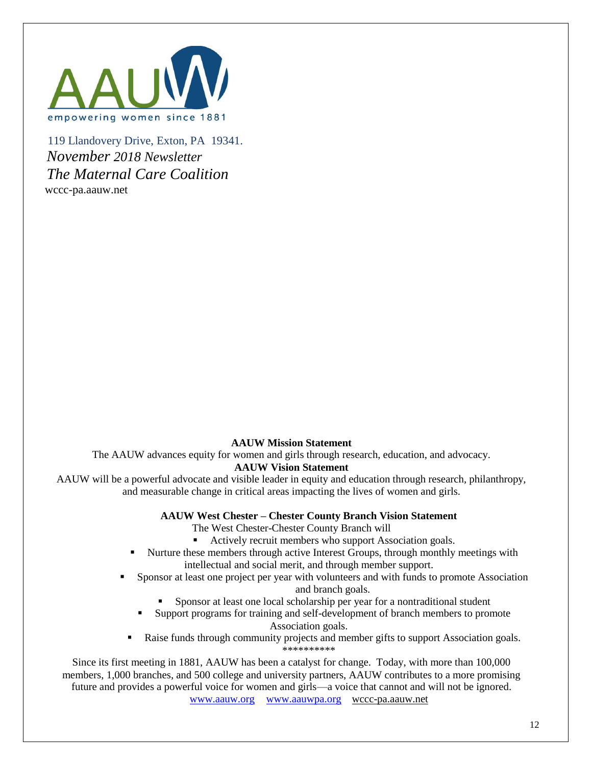AAUW

empowering women since 1881

119 Llandovery Drive, Exton, PA 19341.

*November 2018 Newsletter*

*The Maternal Care Coalition*

wccc-pa.aauw.net

**AAUW Mission Statement**

The AAUW advances equity for women and girls through research, education, and advocacy.

**AAUW Vision Statement**

AAUW will be a powerful advocate and visible leader in equity and education through research, philanthropy, and measurable change in critical areas impacting the lives of women and girls.

**AAUW West Chester – Chester County Branch Vision Statement**

The West Chester-Chester County Branch will

- Actively recruit members who support Association goals.
- Nurture these members through active Interest Groups, through monthly meetings with intellectual and social merit, and through member support.
- Sponsor at least one project per year with volunteers and with funds to promote Association and branch goals.
- Sponsor at least one local scholarship per year for a nontraditional student
- Support programs for training and self-development of branch members to promote Association goals.
- Raise funds through community projects and member gifts to support Association goals.

**********

Since its first meeting in 1881, AAUW has been a catalyst for change. Today, with more than 100,000 members, 1,000 branches, and 500 college and university partners, AAUW contributes to a more promising future and provides a powerful voice for women and girls—a voice that cannot and will not be ignored.

www.aauw.org www.aauwpa.org wccc-pa.aauw.net